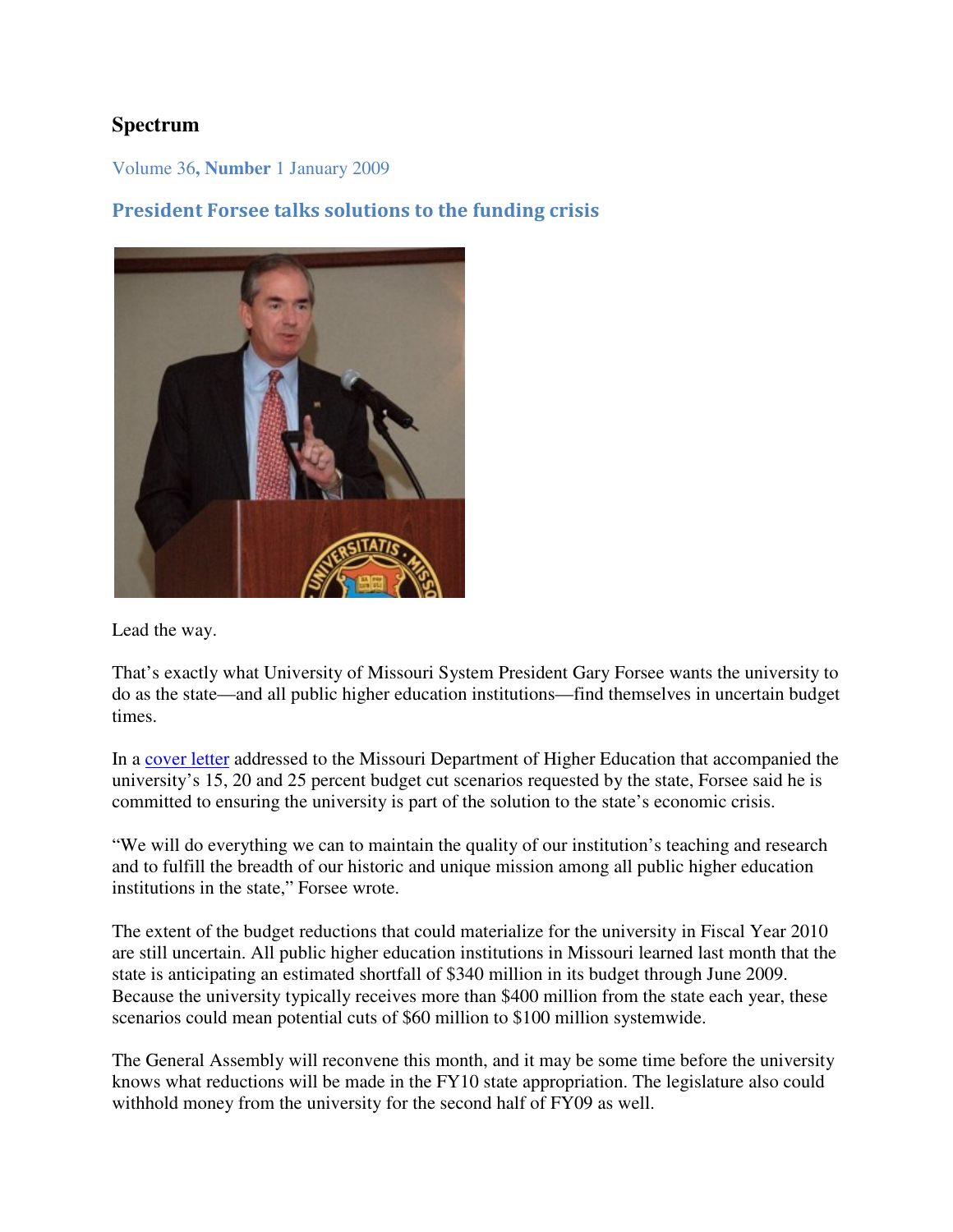**Spectrum**

Volume 36, **Number** 1 January 2009

## President Forsee talks solutions to the funding crisis

Lead the way.

That's exactly what University of Missouri System President Gary Forsee wants the university to do as the state—and all public higher education institutions—find themselves in uncertain budget times.

In a cover letter addressed to the Missouri Department of Higher Education that accompanied the university's 15, 20 and 25 percent budget cut scenarios requested by the state, Forsee said he is committed to ensuring the university is part of the solution to the state's economic crisis.

"We will do everything we can to maintain the quality of our institution's teaching and research and to fulfill the breadth of our historic and unique mission among all public higher education institutions in the state," Forsee wrote.

The extent of the budget reductions that could materialize for the university in Fiscal Year 2010 are still uncertain. All public higher education institutions in Missouri learned last month that the state is anticipating an estimated shortfall of $340 million in its budget through June 2009. Because the university typically receives more than $400 million from the state each year, these scenarios could mean potential cuts of $60 million to $100 million systemwide.

The General Assembly will reconvene this month, and it may be some time before the university knows what reductions will be made in the FY10 state appropriation. The legislature also could withhold money from the university for the second half of FY09 as well.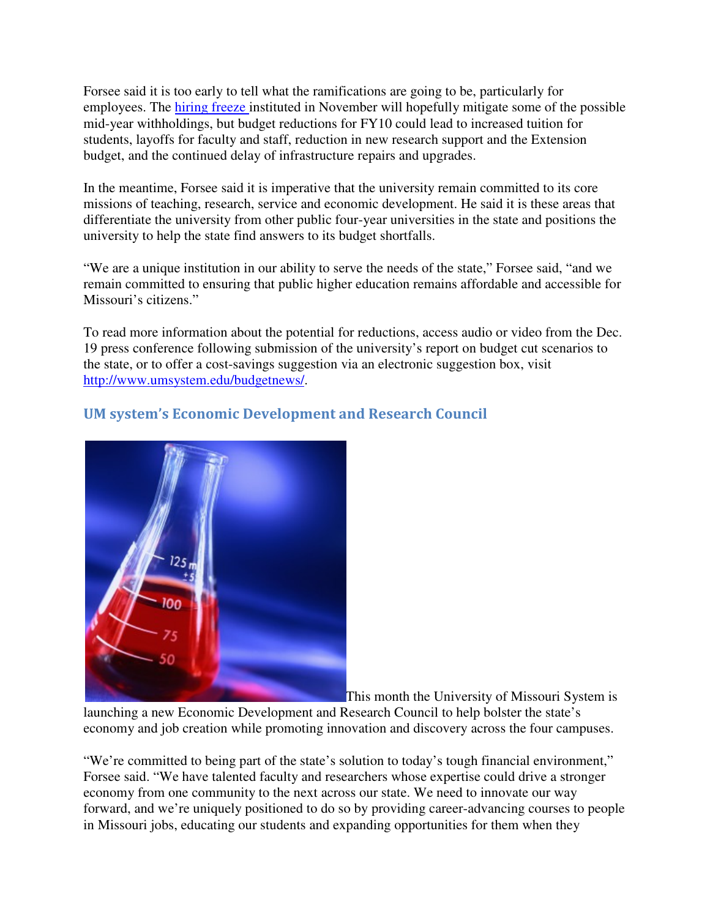Forsee said it is too early to tell what the ramifications are going to be, particularly for employees. The [hiring freeze](#) instituted in November will hopefully mitigate some of the possible mid-year withholdings, but budget reductions for FY10 could lead to increased tuition for students, layoffs for faculty and staff, reduction in new research support and the Extension budget, and the continued delay of infrastructure repairs and upgrades.

In the meantime, Forsee said it is imperative that the university remain committed to its core missions of teaching, research, service and economic development. He said it is these areas that differentiate the university from other public four-year universities in the state and positions the university to help the state find answers to its budget shortfalls.

"We are a unique institution in our ability to serve the needs of the state," Forsee said, "and we remain committed to ensuring that public higher education remains affordable and accessible for Missouri's citizens."

To read more information about the potential for reductions, access audio or video from the Dec. 19 press conference following submission of the university's report on budget cut scenarios to the state, or to offer a cost-savings suggestion via an electronic suggestion box, visit [http://www.umsystem.edu/budgetnews/](http://www.umsystem.edu/budgetnews/).

## UM system's Economic Development and Research Council

This month the University of Missouri System is launching a new Economic Development and Research Council to help bolster the state's economy and job creation while promoting innovation and discovery across the four campuses.

"We're committed to being part of the state's solution to today's tough financial environment," Forsee said. "We have talented faculty and researchers whose expertise could drive a stronger economy from one community to the next across our state. We need to innovate our way forward, and we're uniquely positioned to do so by providing career-advancing courses to people in Missouri jobs, educating our students and expanding opportunities for them when they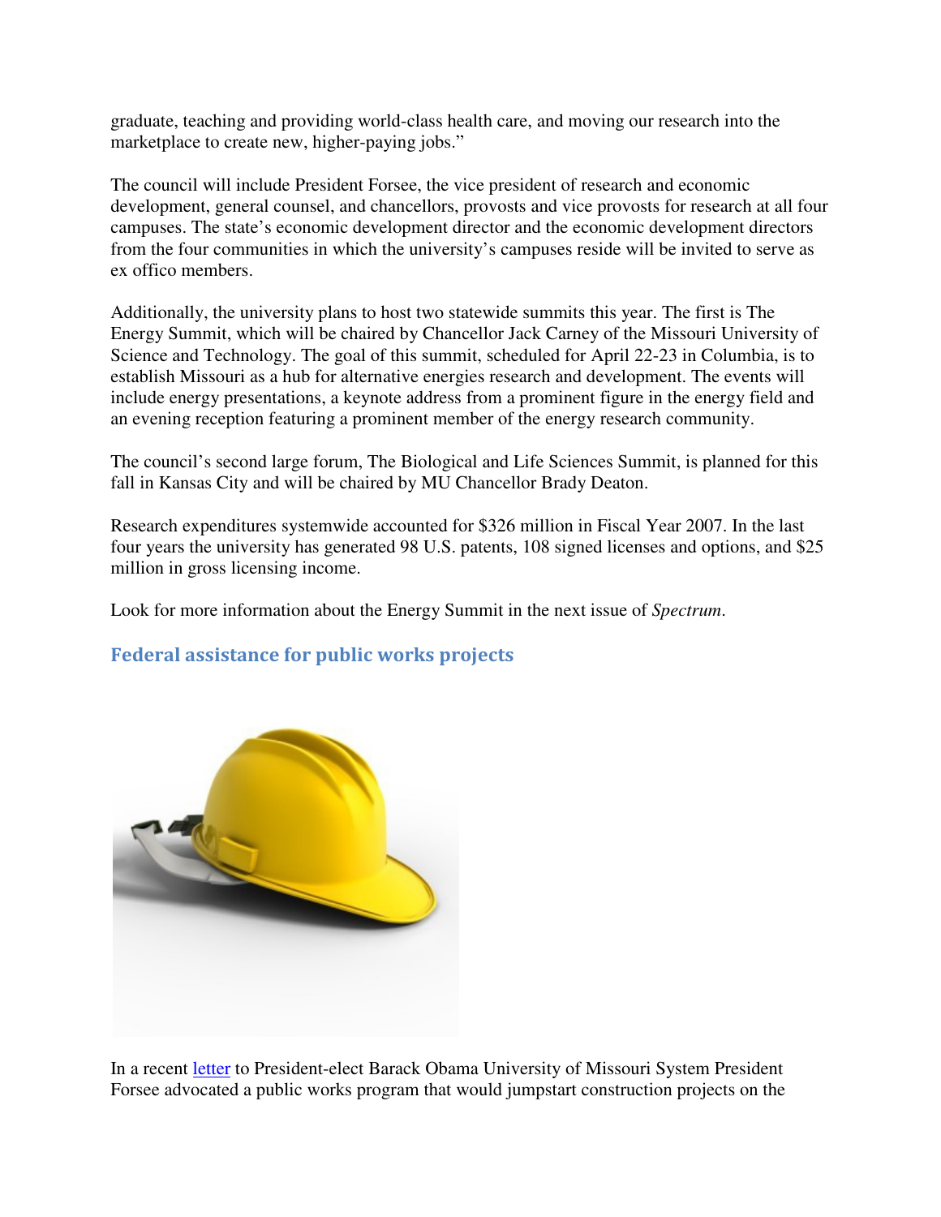graduate, teaching and providing world-class health care, and moving our research into the marketplace to create new, higher-paying jobs."

The council will include President Forsee, the vice president of research and economic development, general counsel, and chancellors, provosts and vice provosts for research at all four campuses. The state's economic development director and the economic development directors from the four communities in which the university's campuses reside will be invited to serve as ex offico members.

Additionally, the university plans to host two statewide summits this year. The first is The Energy Summit, which will be chaired by Chancellor Jack Carney of the Missouri University of Science and Technology. The goal of this summit, scheduled for April 22-23 in Columbia, is to establish Missouri as a hub for alternative energies research and development. The events will include energy presentations, a keynote address from a prominent figure in the energy field and an evening reception featuring a prominent member of the energy research community.

The council's second large forum, The Biological and Life Sciences Summit, is planned for this fall in Kansas City and will be chaired by MU Chancellor Brady Deaton.

Research expenditures systemwide accounted for $326 million in Fiscal Year 2007. In the last four years the university has generated 98 U.S. patents, 108 signed licenses and options, and $25 million in gross licensing income.

Look for more information about the Energy Summit in the next issue of *Spectrum*.

## Federal assistance for public works projects

In a recent letter to President-elect Barack Obama University of Missouri System President Forsee advocated a public works program that would jumpstart construction projects on the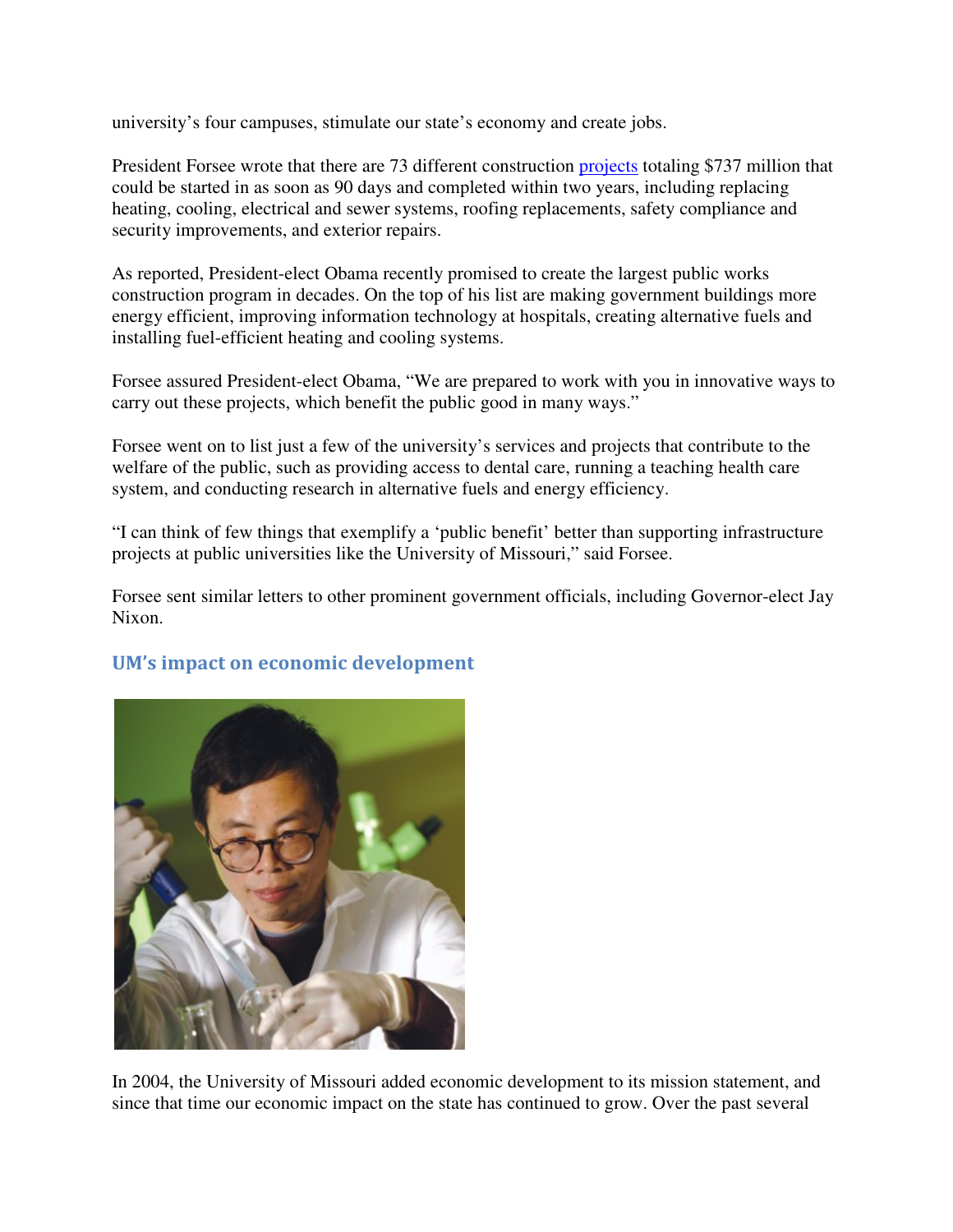university's four campuses, stimulate our state's economy and create jobs.

President Forsee wrote that there are 73 different construction projects totaling $737 million that could be started in as soon as 90 days and completed within two years, including replacing heating, cooling, electrical and sewer systems, roofing replacements, safety compliance and security improvements, and exterior repairs.

As reported, President-elect Obama recently promised to create the largest public works construction program in decades. On the top of his list are making government buildings more energy efficient, improving information technology at hospitals, creating alternative fuels and installing fuel-efficient heating and cooling systems.

Forsee assured President-elect Obama, "We are prepared to work with you in innovative ways to carry out these projects, which benefit the public good in many ways."

Forsee went on to list just a few of the university's services and projects that contribute to the welfare of the public, such as providing access to dental care, running a teaching health care system, and conducting research in alternative fuels and energy efficiency.

"I can think of few things that exemplify a 'public benefit' better than supporting infrastructure projects at public universities like the University of Missouri," said Forsee.

Forsee sent similar letters to other prominent government officials, including Governor-elect Jay Nixon.

## UM's impact on economic development

In 2004, the University of Missouri added economic development to its mission statement, and since that time our economic impact on the state has continued to grow. Over the past several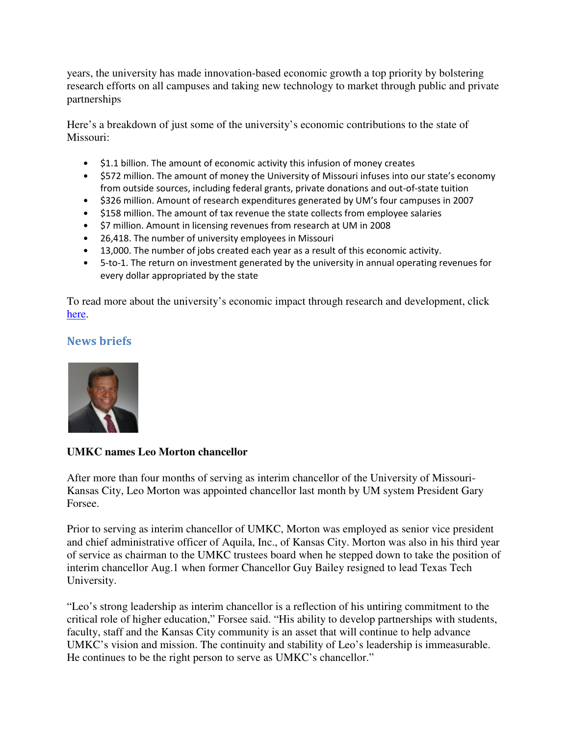years, the university has made innovation-based economic growth a top priority by bolstering research efforts on all campuses and taking new technology to market through public and private partnerships

Here's a breakdown of just some of the university's economic contributions to the state of Missouri:

- $1.1 billion. The amount of economic activity this infusion of money creates
- $572 million. The amount of money the University of Missouri infuses into our state's economy from outside sources, including federal grants, private donations and out-of-state tuition
- $326 million. Amount of research expenditures generated by UM's four campuses in 2007
- $158 million. The amount of tax revenue the state collects from employee salaries
- $7 million. Amount in licensing revenues from research at UM in 2008
- 26,418. The number of university employees in Missouri
- 13,000. The number of jobs created each year as a result of this economic activity.
- 5-to-1. The return on investment generated by the university in annual operating revenues for every dollar appropriated by the state

To read more about the university's economic impact through research and development, click here.

## News briefs

**UMKC names Leo Morton chancellor**

After more than four months of serving as interim chancellor of the University of Missouri-Kansas City, Leo Morton was appointed chancellor last month by UM system President Gary Forsee.

Prior to serving as interim chancellor of UMKC, Morton was employed as senior vice president and chief administrative officer of Aquila, Inc., of Kansas City. Morton was also in his third year of service as chairman to the UMKC trustees board when he stepped down to take the position of interim chancellor Aug.1 when former Chancellor Guy Bailey resigned to lead Texas Tech University.

"Leo's strong leadership as interim chancellor is a reflection of his untiring commitment to the critical role of higher education," Forsee said. "His ability to develop partnerships with students, faculty, staff and the Kansas City community is an asset that will continue to help advance UMKC's vision and mission. The continuity and stability of Leo's leadership is immeasurable. He continues to be the right person to serve as UMKC's chancellor."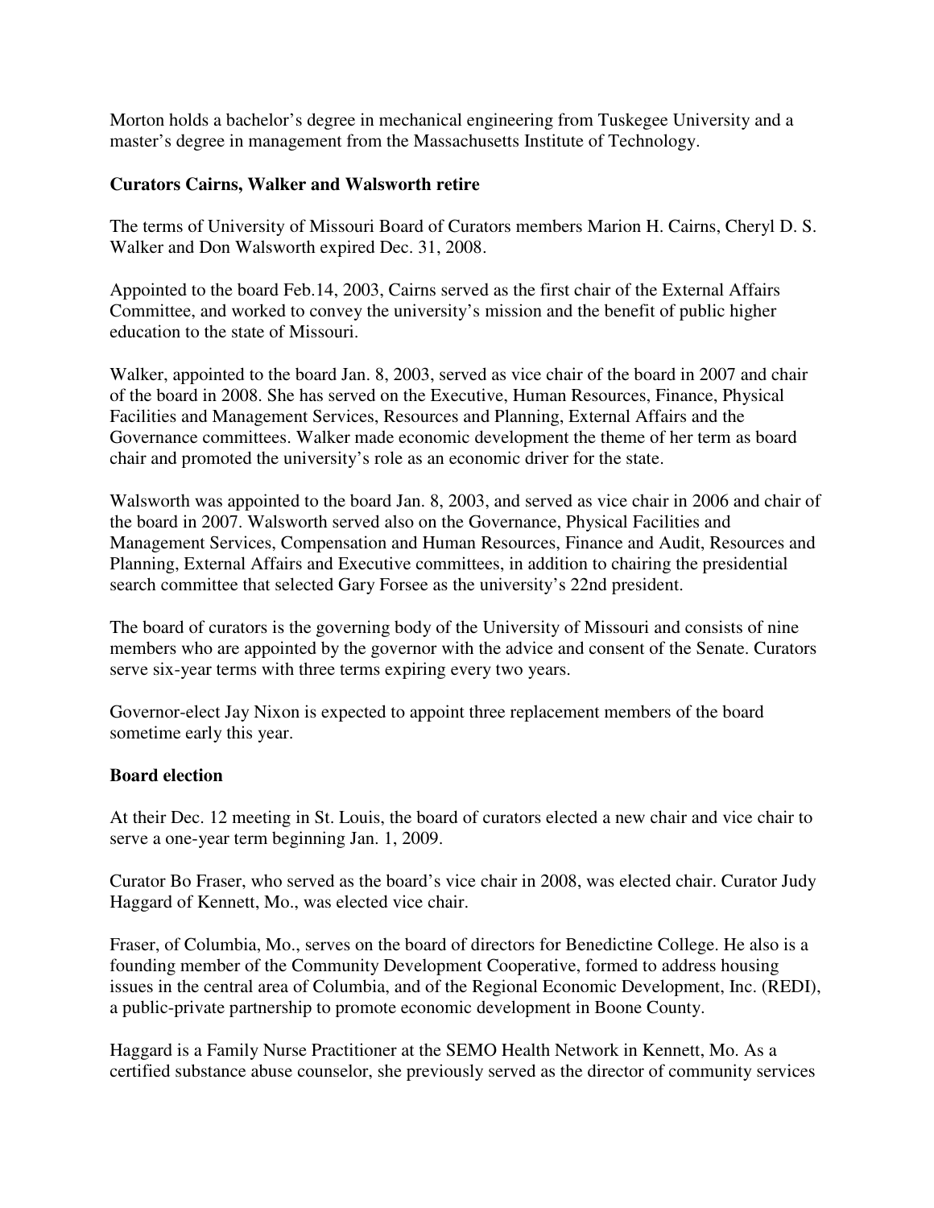Morton holds a bachelor's degree in mechanical engineering from Tuskegee University and a master's degree in management from the Massachusetts Institute of Technology.

**Curators Cairns, Walker and Walsworth retire**

The terms of University of Missouri Board of Curators members Marion H. Cairns, Cheryl D. S. Walker and Don Walsworth expired Dec. 31, 2008.

Appointed to the board Feb.14, 2003, Cairns served as the first chair of the External Affairs Committee, and worked to convey the university's mission and the benefit of public higher education to the state of Missouri.

Walker, appointed to the board Jan. 8, 2003, served as vice chair of the board in 2007 and chair of the board in 2008. She has served on the Executive, Human Resources, Finance, Physical Facilities and Management Services, Resources and Planning, External Affairs and the Governance committees. Walker made economic development the theme of her term as board chair and promoted the university's role as an economic driver for the state.

Walsworth was appointed to the board Jan. 8, 2003, and served as vice chair in 2006 and chair of the board in 2007. Walsworth served also on the Governance, Physical Facilities and Management Services, Compensation and Human Resources, Finance and Audit, Resources and Planning, External Affairs and Executive committees, in addition to chairing the presidential search committee that selected Gary Forsee as the university's 22nd president.

The board of curators is the governing body of the University of Missouri and consists of nine members who are appointed by the governor with the advice and consent of the Senate. Curators serve six-year terms with three terms expiring every two years.

Governor-elect Jay Nixon is expected to appoint three replacement members of the board sometime early this year.

**Board election**

At their Dec. 12 meeting in St. Louis, the board of curators elected a new chair and vice chair to serve a one-year term beginning Jan. 1, 2009.

Curator Bo Fraser, who served as the board's vice chair in 2008, was elected chair. Curator Judy Haggard of Kennett, Mo., was elected vice chair.

Fraser, of Columbia, Mo., serves on the board of directors for Benedictine College. He also is a founding member of the Community Development Cooperative, formed to address housing issues in the central area of Columbia, and of the Regional Economic Development, Inc. (REDI), a public-private partnership to promote economic development in Boone County.

Haggard is a Family Nurse Practitioner at the SEMO Health Network in Kennett, Mo. As a certified substance abuse counselor, she previously served as the director of community services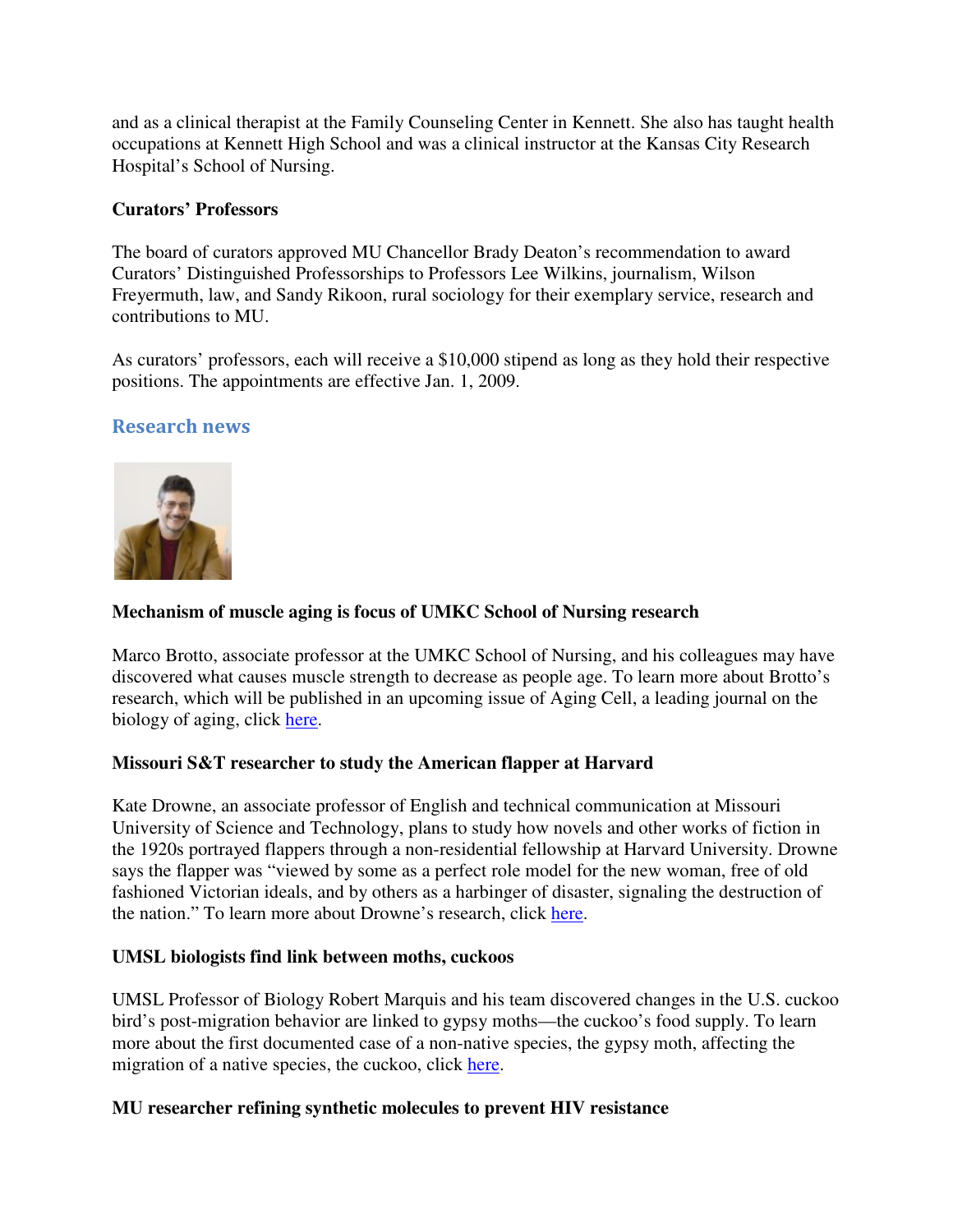and as a clinical therapist at the Family Counseling Center in Kennett. She also has taught health occupations at Kennett High School and was a clinical instructor at the Kansas City Research Hospital's School of Nursing.

**Curators' Professors**

The board of curators approved MU Chancellor Brady Deaton's recommendation to award Curators' Distinguished Professorships to Professors Lee Wilkins, journalism, Wilson Freyermuth, law, and Sandy Rikoon, rural sociology for their exemplary service, research and contributions to MU.

As curators' professors, each will receive a $10,000 stipend as long as they hold their respective positions. The appointments are effective Jan. 1, 2009.

## Research news

**Mechanism of muscle aging is focus of UMKC School of Nursing research**

Marco Brotto, associate professor at the UMKC School of Nursing, and his colleagues may have discovered what causes muscle strength to decrease as people age. To learn more about Brotto's research, which will be published in an upcoming issue of Aging Cell, a leading journal on the biology of aging, click here.

**Missouri S&T researcher to study the American flapper at Harvard**

Kate Drowne, an associate professor of English and technical communication at Missouri University of Science and Technology, plans to study how novels and other works of fiction in the 1920s portrayed flappers through a non-residential fellowship at Harvard University. Drowne says the flapper was "viewed by some as a perfect role model for the new woman, free of old fashioned Victorian ideals, and by others as a harbinger of disaster, signaling the destruction of the nation." To learn more about Drowne's research, click here.

**UMSL biologists find link between moths, cuckoos**

UMSL Professor of Biology Robert Marquis and his team discovered changes in the U.S. cuckoo bird's post-migration behavior are linked to gypsy moths—the cuckoo's food supply. To learn more about the first documented case of a non-native species, the gypsy moth, affecting the migration of a native species, the cuckoo, click here.

**MU researcher refining synthetic molecules to prevent HIV resistance**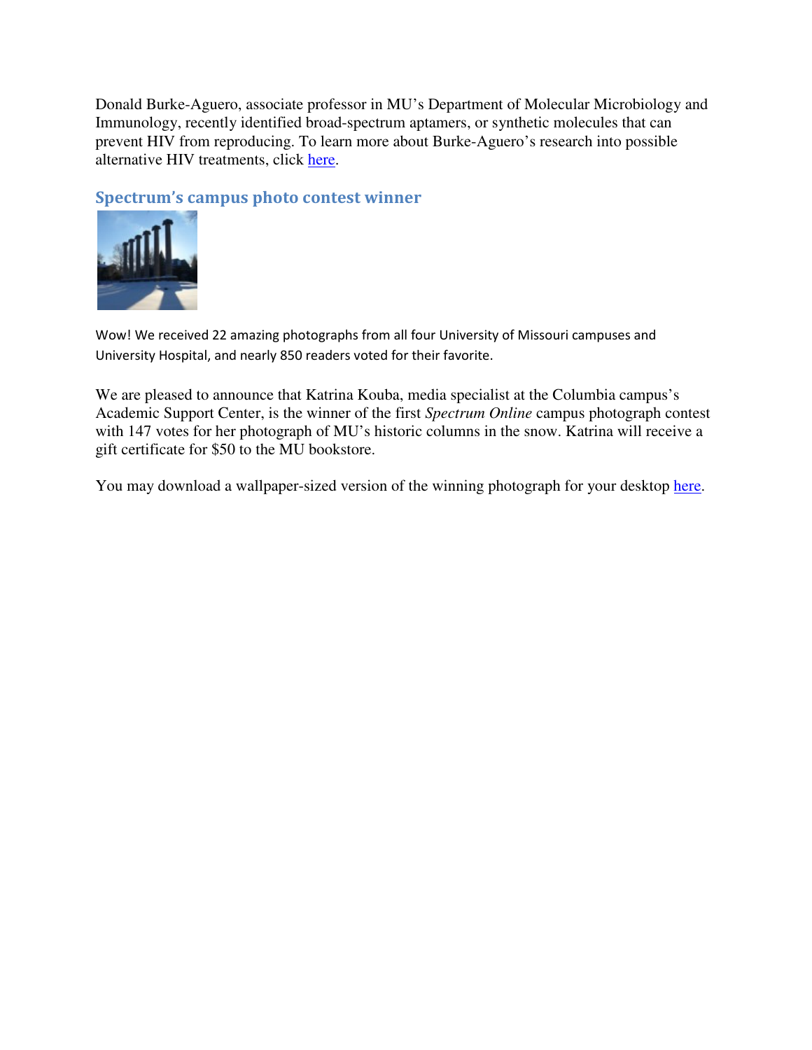Donald Burke-Aguero, associate professor in MU's Department of Molecular Microbiology and Immunology, recently identified broad-spectrum aptamers, or synthetic molecules that can prevent HIV from reproducing. To learn more about Burke-Aguero's research into possible alternative HIV treatments, click here.

## Spectrum's campus photo contest winner

Wow! We received 22 amazing photographs from all four University of Missouri campuses and University Hospital, and nearly 850 readers voted for their favorite.

We are pleased to announce that Katrina Kouba, media specialist at the Columbia campus's Academic Support Center, is the winner of the first *Spectrum Online* campus photograph contest with 147 votes for her photograph of MU's historic columns in the snow. Katrina will receive a gift certificate for $50 to the MU bookstore.

You may download a wallpaper-sized version of the winning photograph for your desktop here.